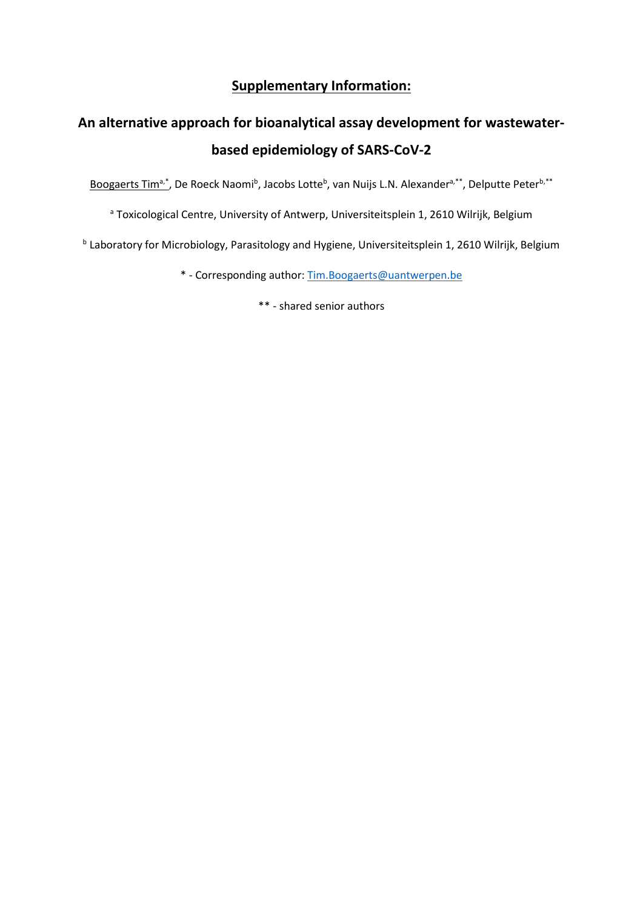# Supplementary Information:

## An alternative approach for bioanalytical assay development for wastewater-based epidemiology of SARS-CoV-2

Boogaerts Tim[a,*], De Roeck Naomi[b], Jacobs Lotte[b], van Nuijs L.N. Alexander[a,**], Delputte Peter[b,**]

[a] Toxicological Centre, University of Antwerp, Universiteitsplein 1, 2610 Wilrijk, Belgium

[b] Laboratory for Microbiology, Parasitology and Hygiene, Universiteitsplein 1, 2610 Wilrijk, Belgium

* - Corresponding author: Tim.Boogaerts@uantwerpen.be

** - shared senior authors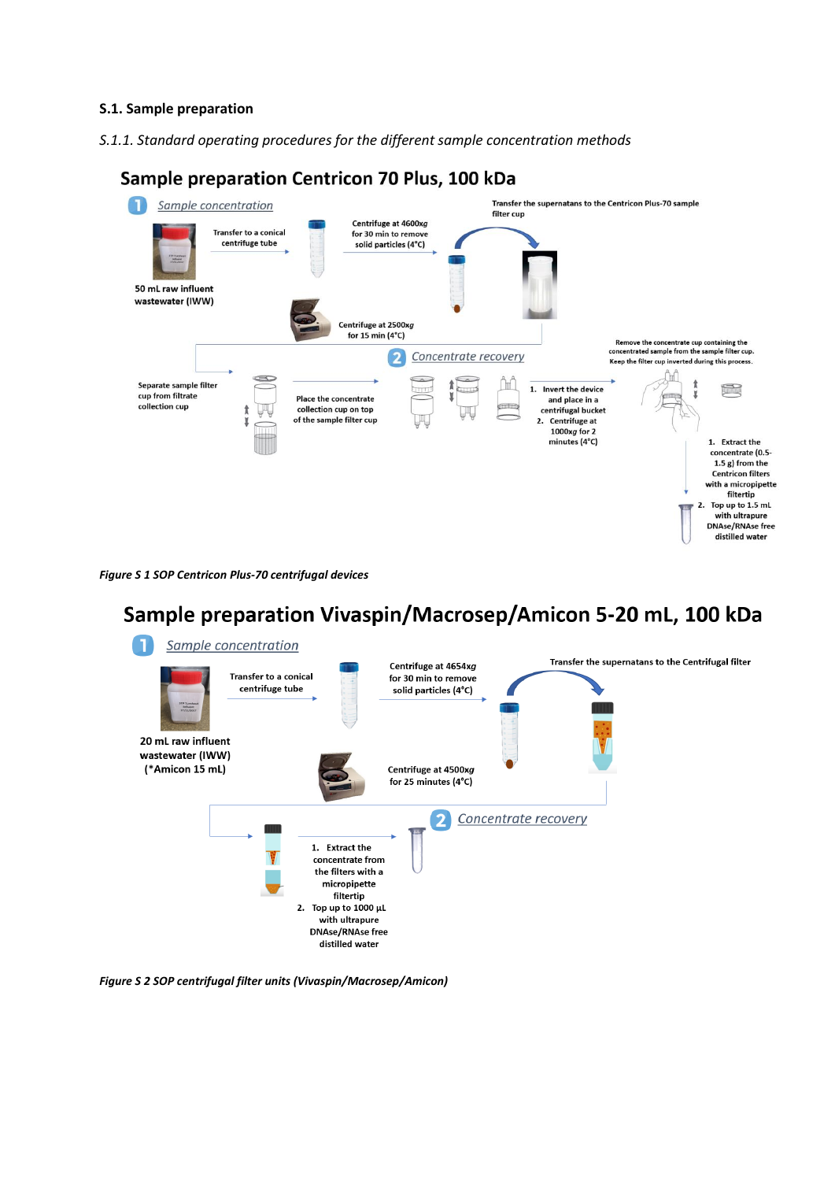## S.1. Sample preparation

*S.1.1. Standard operating procedures for the different sample concentration methods*

### Sample preparation Centricon 70 Plus, 100 kDa

**1** Sample concentration

50 mL raw influent wastewater (IWW)

Transfer to a conical centrifuge tube

Centrifuge at 4600xg for 30 min to remove solid particles (4°C)

Transfer the supernatans to the Centricon Plus-70 sample filter cup

Centrifuge at 2500xg for 15 min (4°C)

**2** Concentrate recovery

Separate sample filter cup from filtrate collection cup

Place the concentrate collection cup on top of the sample filter cup

1. Invert the device and place in a centrifugal bucket
2. Centrifuge at 1000xg for 2 minutes (4°C)

Remove the concentrate cup containing the concentrated sample from the sample filter cup. Keep the filter cup inverted during this process.

1. Extract the concentrate (0.5-1.5 g) from the Centricon filters with a micropipette filtertip
2. Top up to 1.5 mL with ultrapure DNAse/RNAse free distilled water

*Figure S 1 SOP Centricon Plus-70 centrifugal devices*

### Sample preparation Vivaspin/Macrosep/Amicon 5-20 mL, 100 kDa

**1** Sample concentration

20 mL raw influent wastewater (IWW) (*Amicon 15 mL)

Transfer to a conical centrifuge tube

Centrifuge at 4654xg for 30 min to remove solid particles (4°C)

Transfer the supernatans to the Centrifugal filter

Centrifuge at 4500xg for 25 minutes (4°C)

**2** Concentrate recovery

1. Extract the concentrate from the filters with a micropipette filtertip
2. Top up to 1000 µL with ultrapure DNAse/RNAse free distilled water

*Figure S 2 SOP centrifugal filter units (Vivaspin/Macrosep/Amicon)*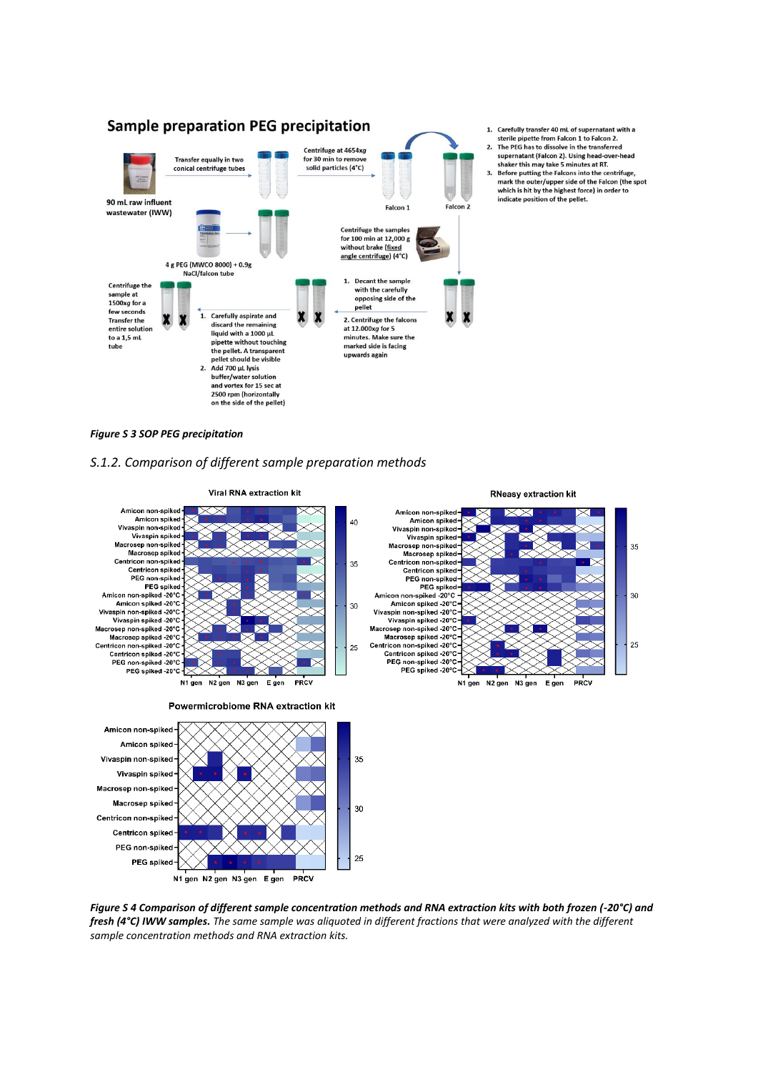**Figure S 3 SOP PEG precipitation**

*S.1.2. Comparison of different sample preparation methods*

***Figure S 4 Comparison of different sample concentration methods and RNA extraction kits with both frozen (-20°C) and fresh (4°C) IWW samples.*** *The same sample was aliquoted in different fractions that were analyzed with the different sample concentration methods and RNA extraction kits.*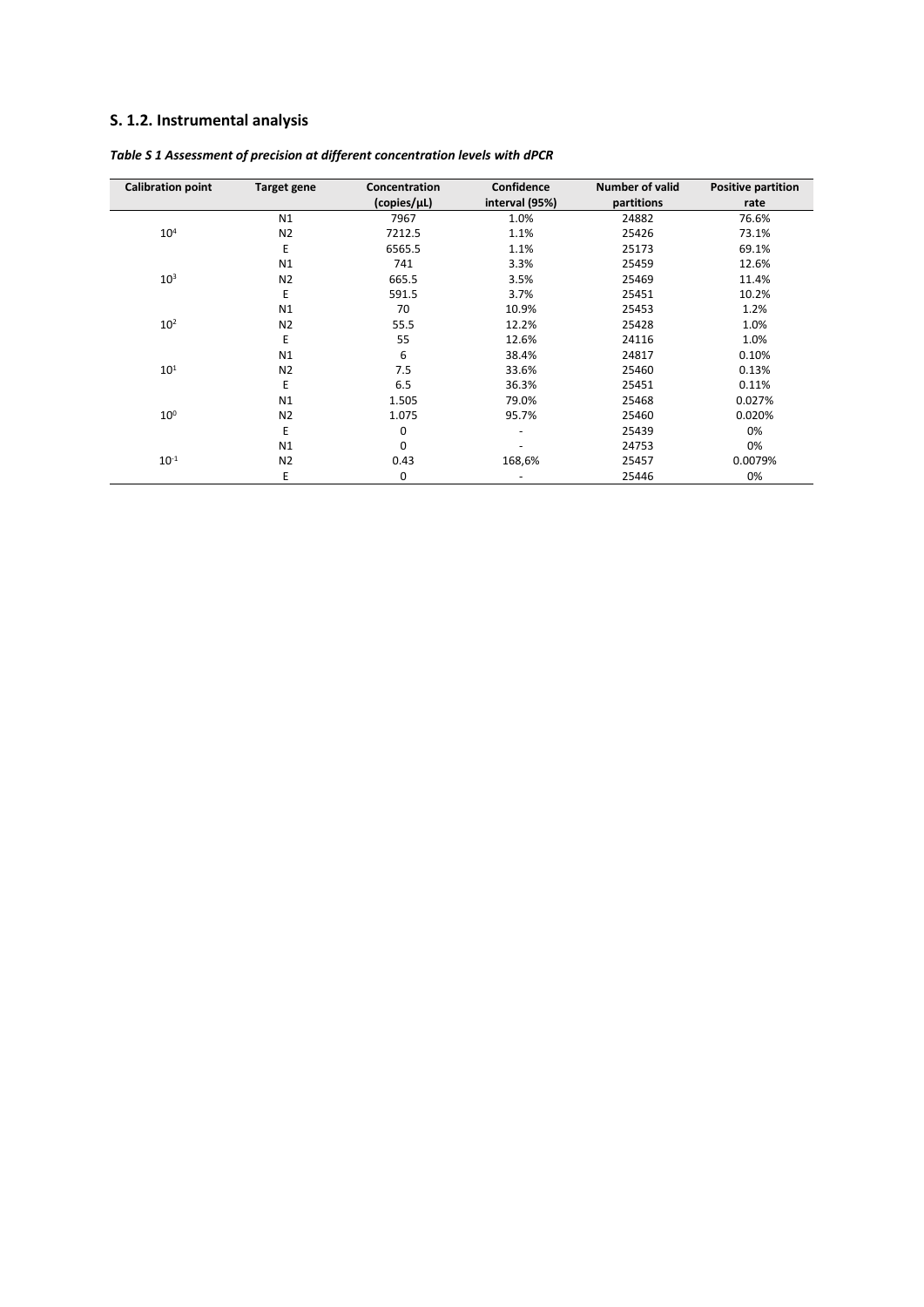## S. 1.2. Instrumental analysis

***Table S 1 Assessment of precision at different concentration levels with dPCR***

| Calibration point | Target gene | Concentration (copies/µL) | Confidence interval (95%) | Number of valid partitions | Positive partition rate |
|---|---|---|---|---|---|
| | N1 | 7967 | 1.0% | 24882 | 76.6% |
| $10^4$ | N2 | 7212.5 | 1.1% | 25426 | 73.1% |
| | E | 6565.5 | 1.1% | 25173 | 69.1% |
| | N1 | 741 | 3.3% | 25459 | 12.6% |
| $10^3$ | N2 | 665.5 | 3.5% | 25469 | 11.4% |
| | E | 591.5 | 3.7% | 25451 | 10.2% |
| | N1 | 70 | 10.9% | 25453 | 1.2% |
| $10^2$ | N2 | 55.5 | 12.2% | 25428 | 1.0% |
| | E | 55 | 12.6% | 24116 | 1.0% |
| | N1 | 6 | 38.4% | 24817 | 0.10% |
| $10^1$ | N2 | 7.5 | 33.6% | 25460 | 0.13% |
| | E | 6.5 | 36.3% | 25451 | 0.11% |
| | N1 | 1.505 | 79.0% | 25468 | 0.027% |
| $10^0$ | N2 | 1.075 | 95.7% | 25460 | 0.020% |
| | E | 0 | - | 25439 | 0% |
| | N1 | 0 | - | 24753 | 0% |
| $10^{-1}$ | N2 | 0.43 | 168,6% | 25457 | 0.0079% |
| | E | 0 | - | 25446 | 0% |